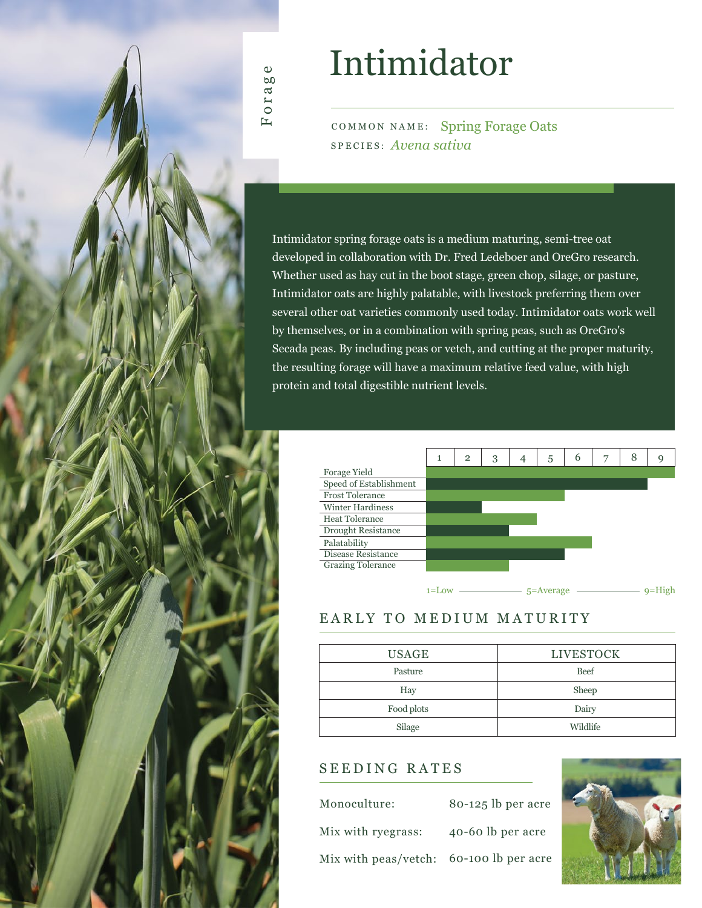Forage

# Intimidator

COMMON NAME: Spring Forage Oats
SPECIES: *Avena sativa*

Intimidator spring forage oats is a medium maturing, semi-tree oat developed in collaboration with Dr. Fred Ledeboer and OreGro research. Whether used as hay cut in the boot stage, green chop, silage, or pasture, Intimidator oats are highly palatable, with livestock preferring them over several other oat varieties commonly used today. Intimidator oats work well by themselves, or in a combination with spring peas, such as OreGro's Secada peas. By including peas or vetch, and cutting at the proper maturity, the resulting forage will have a maximum relative feed value, with high protein and total digestible nutrient levels.

| Trait | Rating (1–9) |
|---|---|
| Forage Yield | 9 |
| Speed of Establishment | 8 |
| Frost Tolerance | 5 |
| Winter Hardiness | 2 |
| Heat Tolerance | 4 |
| Drought Resistance | 3 |
| Palatability | 6 |
| Disease Resistance | 5 |
| Grazing Tolerance | 3 |

1=Low — 5=Average — 9=High

## EARLY TO MEDIUM MATURITY

| USAGE | LIVESTOCK |
|---|---|
| Pasture | Beef |
| Hay | Sheep |
| Food plots | Dairy |
| Silage | Wildlife |

## SEEDING RATES

| | |
|---|---|
| Monoculture: | 80-125 lb per acre |
| Mix with ryegrass: | 40-60 lb per acre |
| Mix with peas/vetch: | 60-100 lb per acre |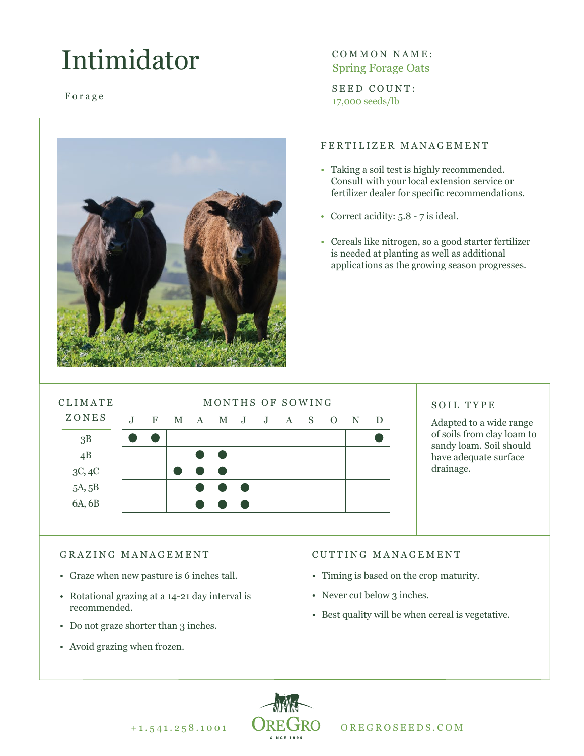# Intimidator

Forage

**COMMON NAME:**
Spring Forage Oats

**SEED COUNT:**
17,000 seeds/lb

## FERTILIZER MANAGEMENT

- Taking a soil test is highly recommended. Consult with your local extension service or fertilizer dealer for specific recommendations.
- Correct acidity: 5.8 - 7 is ideal.
- Cereals like nitrogen, so a good starter fertilizer is needed at planting as well as additional applications as the growing season progresses.

## CLIMATE ZONES / MONTHS OF SOWING

| CLIMATE ZONES | J | F | M | A | M | J | J | A | S | O | N | D |
|---|---|---|---|---|---|---|---|---|---|---|---|---|
| 3B | ● | ● | | | | | | | | | | ● |
| 4B | | | | ● | ● | | | | | | | |
| 3C, 4C | | | ● | ● | ● | | | | | | | |
| 5A, 5B | | | | ● | ● | ● | | | | | | |
| 6A, 6B | | | | ● | ● | ● | | | | | | |

## SOIL TYPE

Adapted to a wide range of soils from clay loam to sandy loam. Soil should have adequate surface drainage.

## GRAZING MANAGEMENT

- Graze when new pasture is 6 inches tall.
- Rotational grazing at a 14-21 day interval is recommended.
- Do not graze shorter than 3 inches.
- Avoid grazing when frozen.

## CUTTING MANAGEMENT

- Timing is based on the crop maturity.
- Never cut below 3 inches.
- Best quality will be when cereal is vegetative.

+1.541.258.1001 OREGRO SINCE 1999 OREGROSEEDS.COM